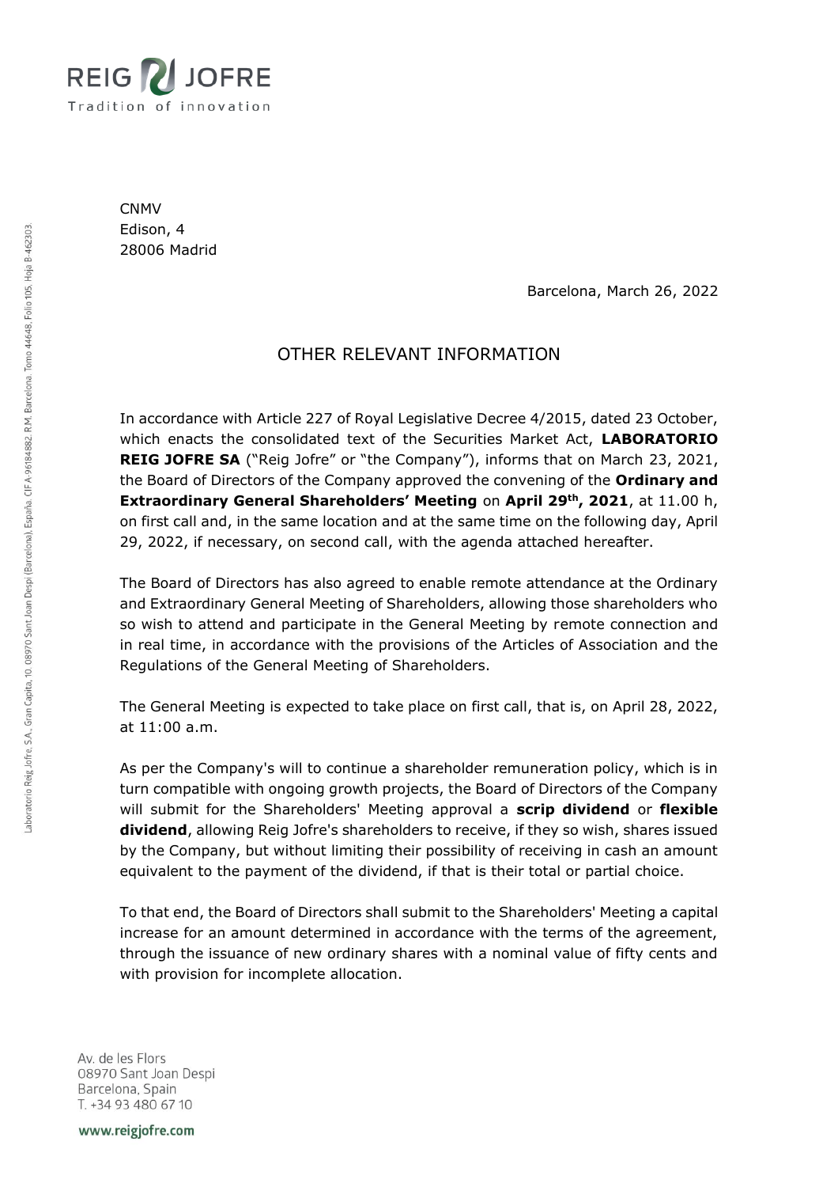CNMV
Edison, 4
28006 Madrid

Barcelona, March 26, 2022

## OTHER RELEVANT INFORMATION

In accordance with Article 227 of Royal Legislative Decree 4/2015, dated 23 October, which enacts the consolidated text of the Securities Market Act, **LABORATORIO REIG JOFRE SA** ("Reig Jofre" or "the Company"), informs that on March 23, 2021, the Board of Directors of the Company approved the convening of the **Ordinary and Extraordinary General Shareholders' Meeting** on **April 29th, 2021**, at 11.00 h, on first call and, in the same location and at the same time on the following day, April 29, 2022, if necessary, on second call, with the agenda attached hereafter.

The Board of Directors has also agreed to enable remote attendance at the Ordinary and Extraordinary General Meeting of Shareholders, allowing those shareholders who so wish to attend and participate in the General Meeting by remote connection and in real time, in accordance with the provisions of the Articles of Association and the Regulations of the General Meeting of Shareholders.

The General Meeting is expected to take place on first call, that is, on April 28, 2022, at 11:00 a.m.

As per the Company's will to continue a shareholder remuneration policy, which is in turn compatible with ongoing growth projects, the Board of Directors of the Company will submit for the Shareholders' Meeting approval a **scrip dividend** or **flexible dividend**, allowing Reig Jofre's shareholders to receive, if they so wish, shares issued by the Company, but without limiting their possibility of receiving in cash an amount equivalent to the payment of the dividend, if that is their total or partial choice.

To that end, the Board of Directors shall submit to the Shareholders' Meeting a capital increase for an amount determined in accordance with the terms of the agreement, through the issuance of new ordinary shares with a nominal value of fifty cents and with provision for incomplete allocation.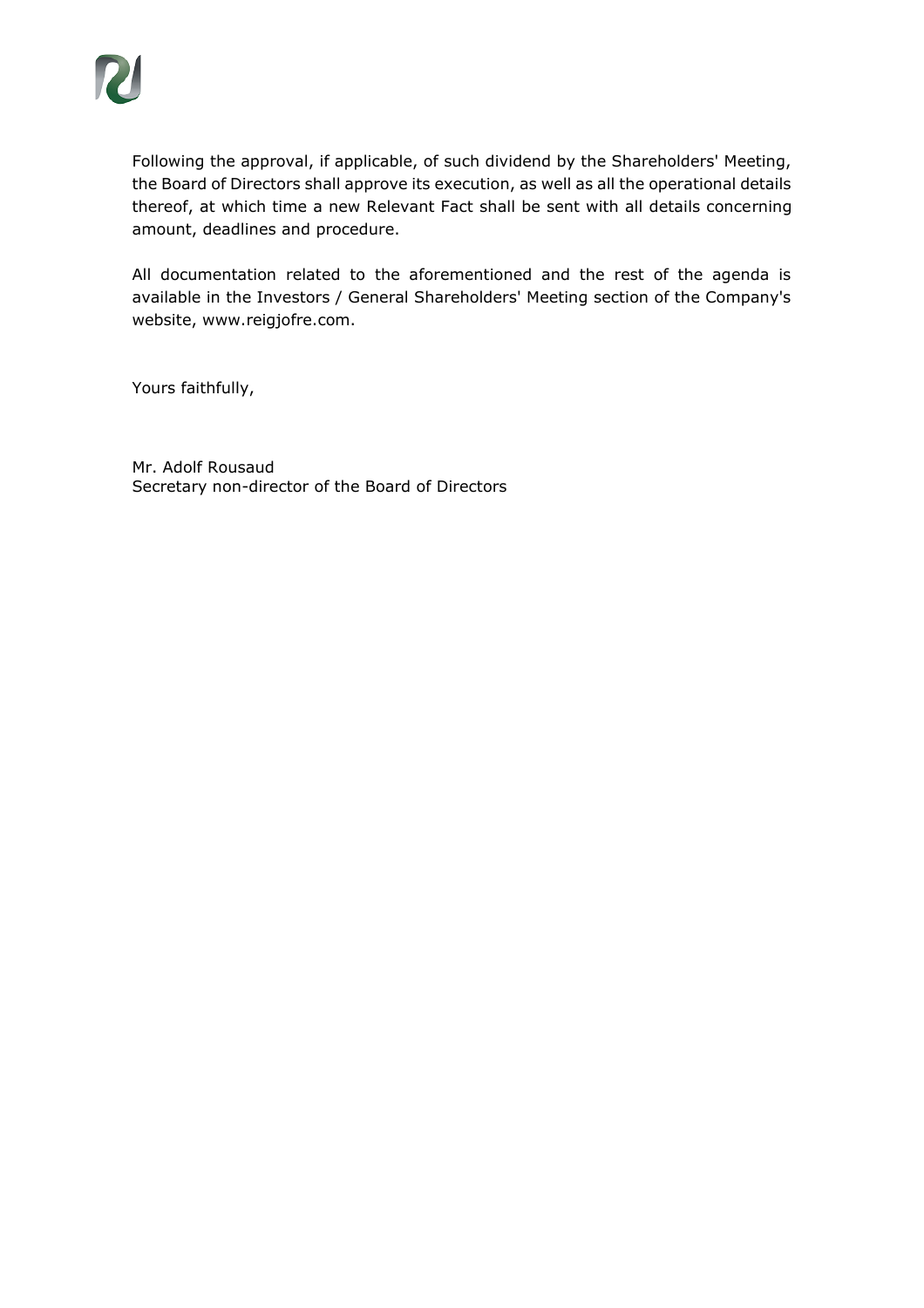Following the approval, if applicable, of such dividend by the Shareholders' Meeting, the Board of Directors shall approve its execution, as well as all the operational details thereof, at which time a new Relevant Fact shall be sent with all details concerning amount, deadlines and procedure.

All documentation related to the aforementioned and the rest of the agenda is available in the Investors / General Shareholders' Meeting section of the Company's website, www.reigjofre.com.

Yours faithfully,

Mr. Adolf Rousaud
Secretary non-director of the Board of Directors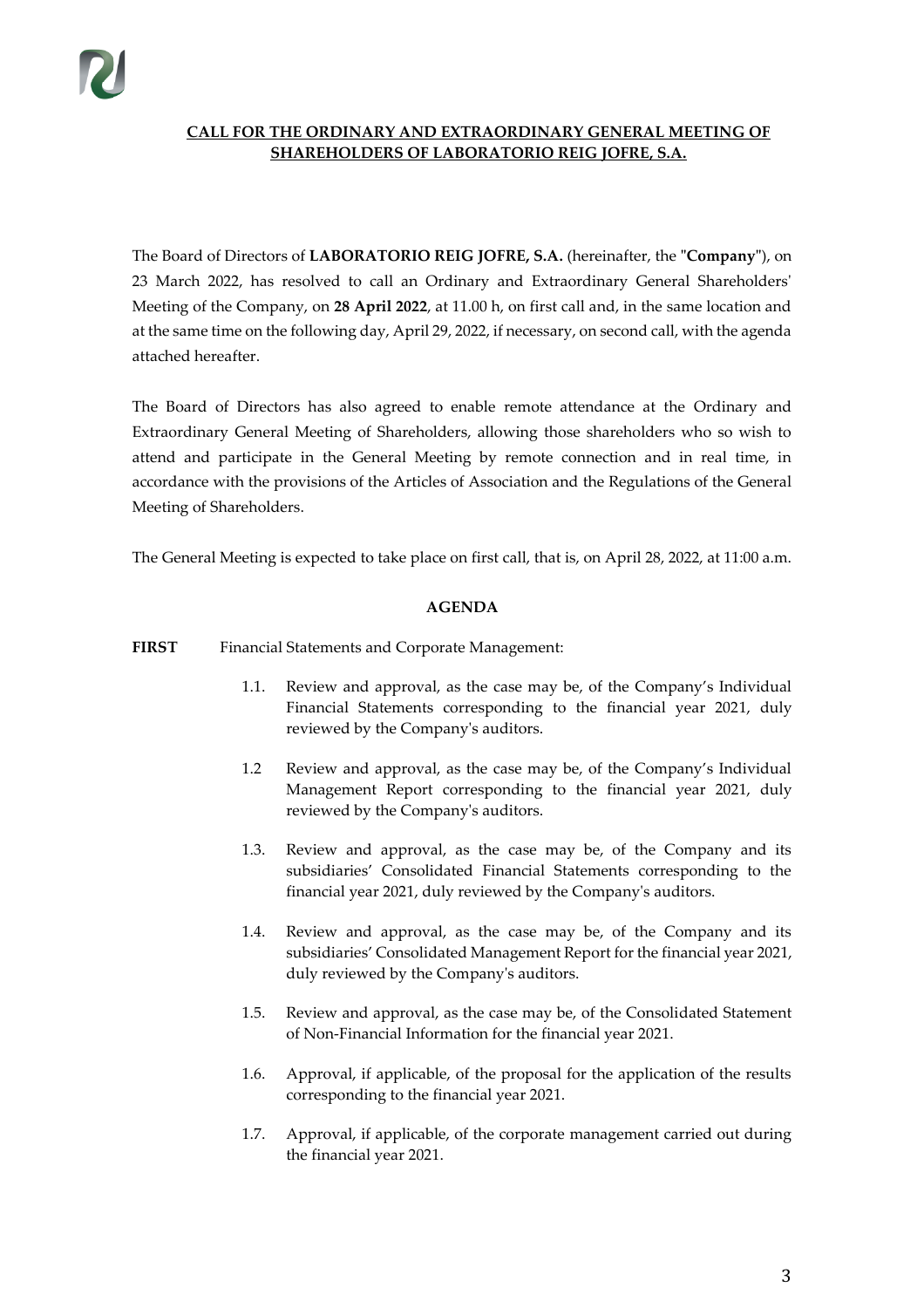**CALL FOR THE ORDINARY AND EXTRAORDINARY GENERAL MEETING OF SHAREHOLDERS OF LABORATORIO REIG JOFRE, S.A.**

The Board of Directors of **LABORATORIO REIG JOFRE, S.A.** (hereinafter, the "**Company**"), on 23 March 2022, has resolved to call an Ordinary and Extraordinary General Shareholders' Meeting of the Company, on **28 April 2022**, at 11.00 h, on first call and, in the same location and at the same time on the following day, April 29, 2022, if necessary, on second call, with the agenda attached hereafter.

The Board of Directors has also agreed to enable remote attendance at the Ordinary and Extraordinary General Meeting of Shareholders, allowing those shareholders who so wish to attend and participate in the General Meeting by remote connection and in real time, in accordance with the provisions of the Articles of Association and the Regulations of the General Meeting of Shareholders.

The General Meeting is expected to take place on first call, that is, on April 28, 2022, at 11:00 a.m.

**AGENDA**

**FIRST** Financial Statements and Corporate Management:

1.1. Review and approval, as the case may be, of the Company's Individual Financial Statements corresponding to the financial year 2021, duly reviewed by the Company's auditors.

1.2 Review and approval, as the case may be, of the Company's Individual Management Report corresponding to the financial year 2021, duly reviewed by the Company's auditors.

1.3. Review and approval, as the case may be, of the Company and its subsidiaries' Consolidated Financial Statements corresponding to the financial year 2021, duly reviewed by the Company's auditors.

1.4. Review and approval, as the case may be, of the Company and its subsidiaries' Consolidated Management Report for the financial year 2021, duly reviewed by the Company's auditors.

1.5. Review and approval, as the case may be, of the Consolidated Statement of Non-Financial Information for the financial year 2021.

1.6. Approval, if applicable, of the proposal for the application of the results corresponding to the financial year 2021.

1.7. Approval, if applicable, of the corporate management carried out during the financial year 2021.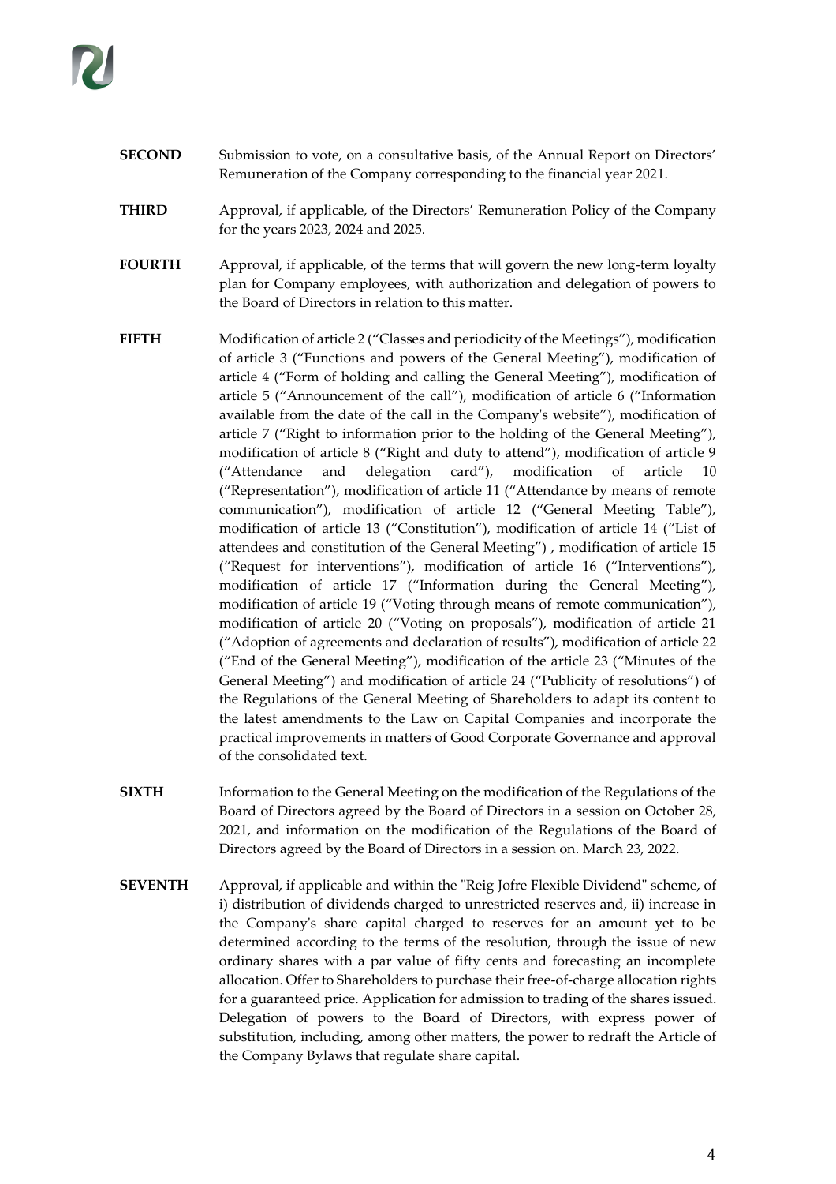**SECOND** Submission to vote, on a consultative basis, of the Annual Report on Directors' Remuneration of the Company corresponding to the financial year 2021.

**THIRD** Approval, if applicable, of the Directors' Remuneration Policy of the Company for the years 2023, 2024 and 2025.

**FOURTH** Approval, if applicable, of the terms that will govern the new long-term loyalty plan for Company employees, with authorization and delegation of powers to the Board of Directors in relation to this matter.

**FIFTH** Modification of article 2 ("Classes and periodicity of the Meetings"), modification of article 3 ("Functions and powers of the General Meeting"), modification of article 4 ("Form of holding and calling the General Meeting"), modification of article 5 ("Announcement of the call"), modification of article 6 ("Information available from the date of the call in the Company's website"), modification of article 7 ("Right to information prior to the holding of the General Meeting"), modification of article 8 ("Right and duty to attend"), modification of article 9 ("Attendance and delegation card"), modification of article 10 ("Representation"), modification of article 11 ("Attendance by means of remote communication"), modification of article 12 ("General Meeting Table"), modification of article 13 ("Constitution"), modification of article 14 ("List of attendees and constitution of the General Meeting") , modification of article 15 ("Request for interventions"), modification of article 16 ("Interventions"), modification of article 17 ("Information during the General Meeting"), modification of article 19 ("Voting through means of remote communication"), modification of article 20 ("Voting on proposals"), modification of article 21 ("Adoption of agreements and declaration of results"), modification of article 22 ("End of the General Meeting"), modification of the article 23 ("Minutes of the General Meeting") and modification of article 24 ("Publicity of resolutions") of the Regulations of the General Meeting of Shareholders to adapt its content to the latest amendments to the Law on Capital Companies and incorporate the practical improvements in matters of Good Corporate Governance and approval of the consolidated text.

**SIXTH** Information to the General Meeting on the modification of the Regulations of the Board of Directors agreed by the Board of Directors in a session on October 28, 2021, and information on the modification of the Regulations of the Board of Directors agreed by the Board of Directors in a session on. March 23, 2022.

**SEVENTH** Approval, if applicable and within the "Reig Jofre Flexible Dividend" scheme, of i) distribution of dividends charged to unrestricted reserves and, ii) increase in the Company's share capital charged to reserves for an amount yet to be determined according to the terms of the resolution, through the issue of new ordinary shares with a par value of fifty cents and forecasting an incomplete allocation. Offer to Shareholders to purchase their free-of-charge allocation rights for a guaranteed price. Application for admission to trading of the shares issued. Delegation of powers to the Board of Directors, with express power of substitution, including, among other matters, the power to redraft the Article of the Company Bylaws that regulate share capital.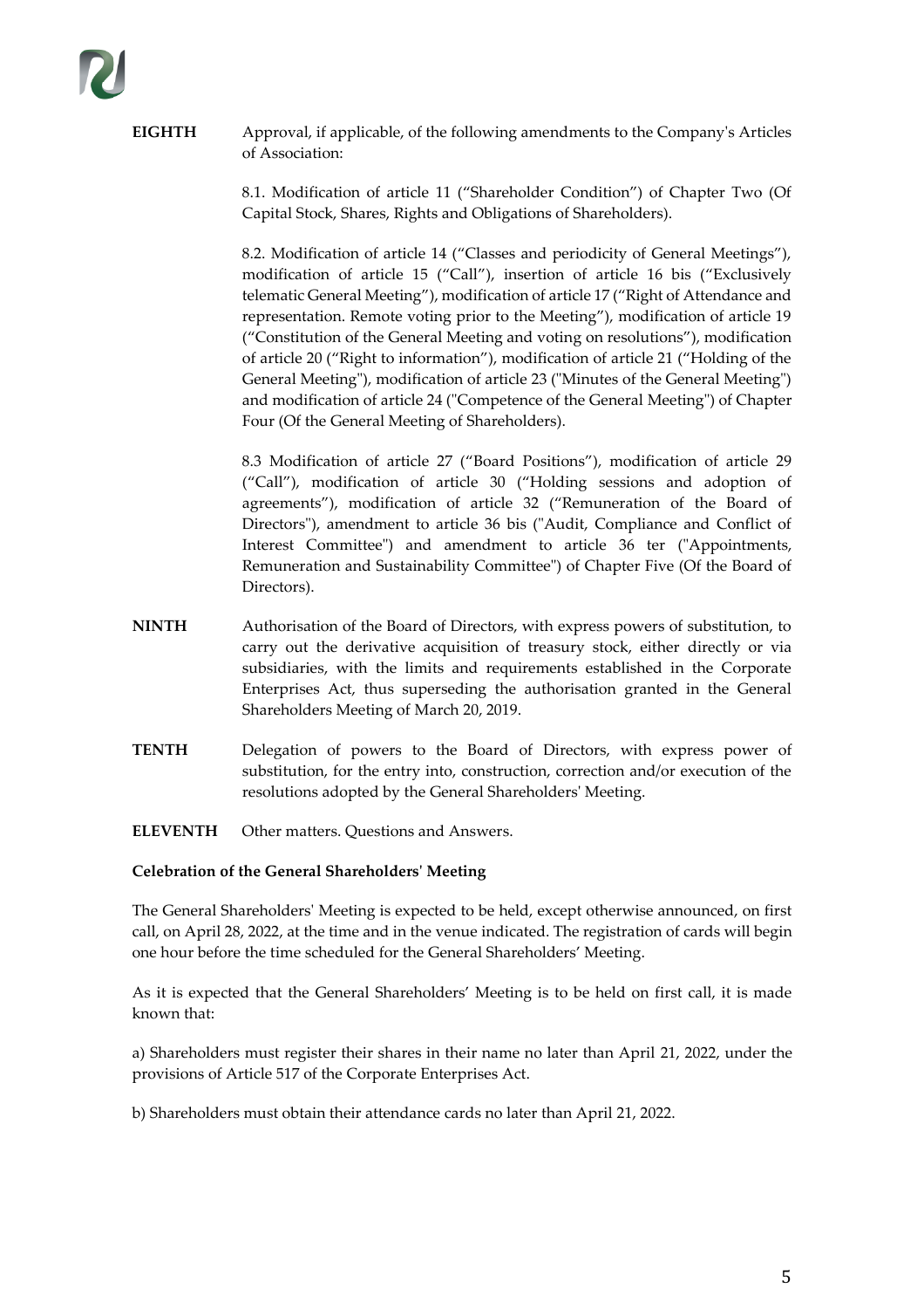**EIGHTH** Approval, if applicable, of the following amendments to the Company's Articles of Association:

8.1. Modification of article 11 ("Shareholder Condition") of Chapter Two (Of Capital Stock, Shares, Rights and Obligations of Shareholders).

8.2. Modification of article 14 ("Classes and periodicity of General Meetings"), modification of article 15 ("Call"), insertion of article 16 bis ("Exclusively telematic General Meeting"), modification of article 17 ("Right of Attendance and representation. Remote voting prior to the Meeting"), modification of article 19 ("Constitution of the General Meeting and voting on resolutions"), modification of article 20 ("Right to information"), modification of article 21 ("Holding of the General Meeting"), modification of article 23 ("Minutes of the General Meeting") and modification of article 24 ("Competence of the General Meeting") of Chapter Four (Of the General Meeting of Shareholders).

8.3 Modification of article 27 ("Board Positions"), modification of article 29 ("Call"), modification of article 30 ("Holding sessions and adoption of agreements"), modification of article 32 ("Remuneration of the Board of Directors"), amendment to article 36 bis ("Audit, Compliance and Conflict of Interest Committee") and amendment to article 36 ter ("Appointments, Remuneration and Sustainability Committee") of Chapter Five (Of the Board of Directors).

**NINTH** Authorisation of the Board of Directors, with express powers of substitution, to carry out the derivative acquisition of treasury stock, either directly or via subsidiaries, with the limits and requirements established in the Corporate Enterprises Act, thus superseding the authorisation granted in the General Shareholders Meeting of March 20, 2019.

**TENTH** Delegation of powers to the Board of Directors, with express power of substitution, for the entry into, construction, correction and/or execution of the resolutions adopted by the General Shareholders' Meeting.

**ELEVENTH** Other matters. Questions and Answers.

**Celebration of the General Shareholders' Meeting**

The General Shareholders' Meeting is expected to be held, except otherwise announced, on first call, on April 28, 2022, at the time and in the venue indicated. The registration of cards will begin one hour before the time scheduled for the General Shareholders' Meeting.

As it is expected that the General Shareholders' Meeting is to be held on first call, it is made known that:

a) Shareholders must register their shares in their name no later than April 21, 2022, under the provisions of Article 517 of the Corporate Enterprises Act.

b) Shareholders must obtain their attendance cards no later than April 21, 2022.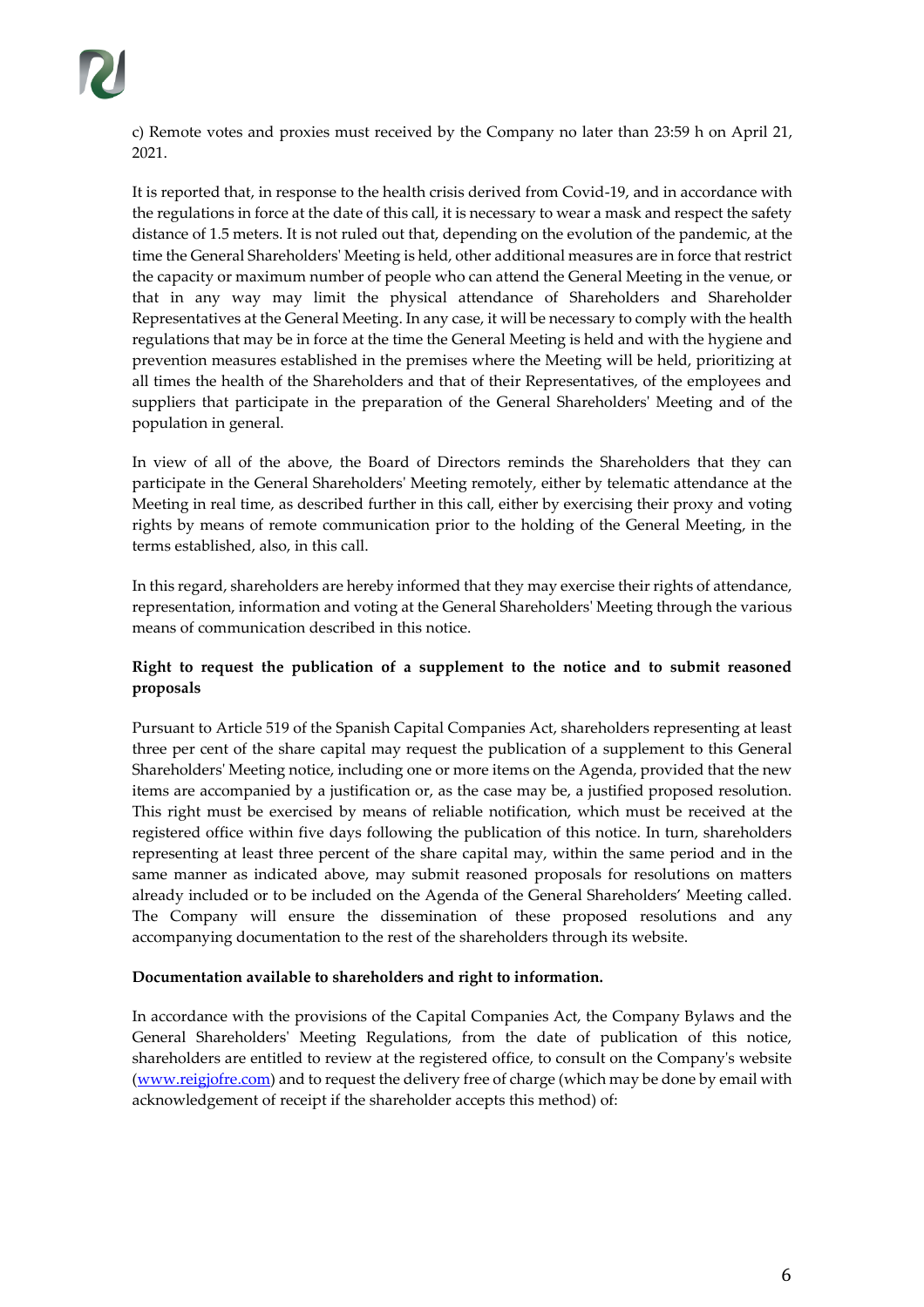c) Remote votes and proxies must received by the Company no later than 23:59 h on April 21, 2021.

It is reported that, in response to the health crisis derived from Covid-19, and in accordance with the regulations in force at the date of this call, it is necessary to wear a mask and respect the safety distance of 1.5 meters. It is not ruled out that, depending on the evolution of the pandemic, at the time the General Shareholders' Meeting is held, other additional measures are in force that restrict the capacity or maximum number of people who can attend the General Meeting in the venue, or that in any way may limit the physical attendance of Shareholders and Shareholder Representatives at the General Meeting. In any case, it will be necessary to comply with the health regulations that may be in force at the time the General Meeting is held and with the hygiene and prevention measures established in the premises where the Meeting will be held, prioritizing at all times the health of the Shareholders and that of their Representatives, of the employees and suppliers that participate in the preparation of the General Shareholders' Meeting and of the population in general.

In view of all of the above, the Board of Directors reminds the Shareholders that they can participate in the General Shareholders' Meeting remotely, either by telematic attendance at the Meeting in real time, as described further in this call, either by exercising their proxy and voting rights by means of remote communication prior to the holding of the General Meeting, in the terms established, also, in this call.

In this regard, shareholders are hereby informed that they may exercise their rights of attendance, representation, information and voting at the General Shareholders' Meeting through the various means of communication described in this notice.

**Right to request the publication of a supplement to the notice and to submit reasoned proposals**

Pursuant to Article 519 of the Spanish Capital Companies Act, shareholders representing at least three per cent of the share capital may request the publication of a supplement to this General Shareholders' Meeting notice, including one or more items on the Agenda, provided that the new items are accompanied by a justification or, as the case may be, a justified proposed resolution. This right must be exercised by means of reliable notification, which must be received at the registered office within five days following the publication of this notice. In turn, shareholders representing at least three percent of the share capital may, within the same period and in the same manner as indicated above, may submit reasoned proposals for resolutions on matters already included or to be included on the Agenda of the General Shareholders' Meeting called. The Company will ensure the dissemination of these proposed resolutions and any accompanying documentation to the rest of the shareholders through its website.

**Documentation available to shareholders and right to information.**

In accordance with the provisions of the Capital Companies Act, the Company Bylaws and the General Shareholders' Meeting Regulations, from the date of publication of this notice, shareholders are entitled to review at the registered office, to consult on the Company's website (www.reigjofre.com) and to request the delivery free of charge (which may be done by email with acknowledgement of receipt if the shareholder accepts this method) of: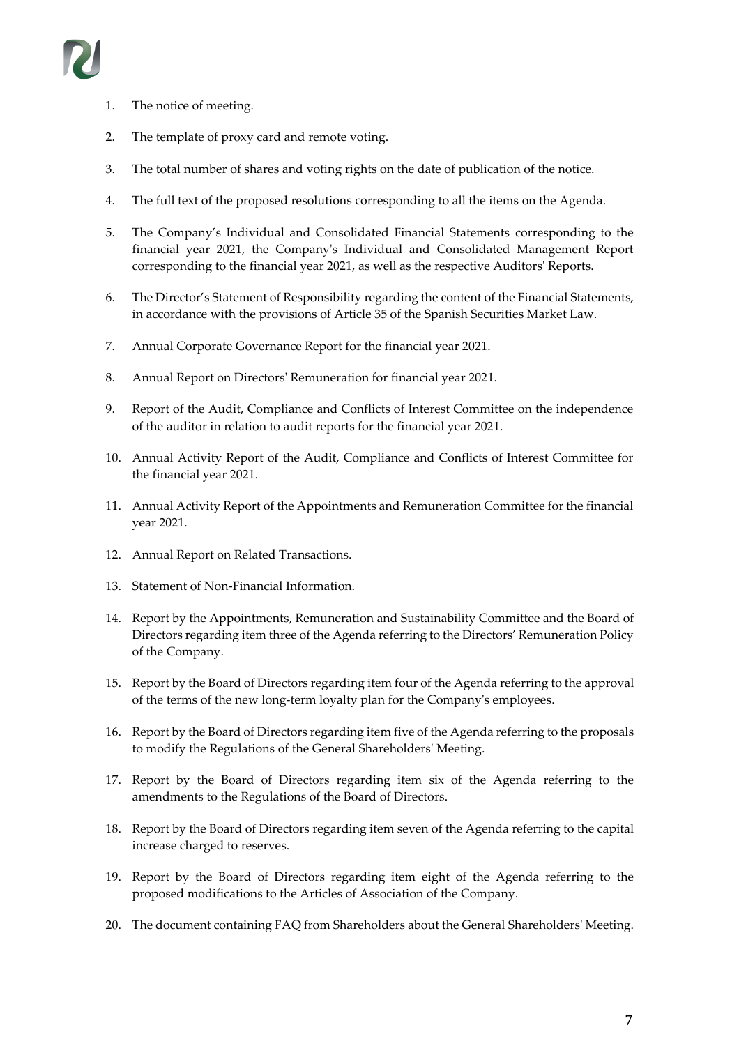1. The notice of meeting.
2. The template of proxy card and remote voting.
3. The total number of shares and voting rights on the date of publication of the notice.
4. The full text of the proposed resolutions corresponding to all the items on the Agenda.
5. The Company's Individual and Consolidated Financial Statements corresponding to the financial year 2021, the Company's Individual and Consolidated Management Report corresponding to the financial year 2021, as well as the respective Auditors' Reports.
6. The Director's Statement of Responsibility regarding the content of the Financial Statements, in accordance with the provisions of Article 35 of the Spanish Securities Market Law.
7. Annual Corporate Governance Report for the financial year 2021.
8. Annual Report on Directors' Remuneration for financial year 2021.
9. Report of the Audit, Compliance and Conflicts of Interest Committee on the independence of the auditor in relation to audit reports for the financial year 2021.
10. Annual Activity Report of the Audit, Compliance and Conflicts of Interest Committee for the financial year 2021.
11. Annual Activity Report of the Appointments and Remuneration Committee for the financial year 2021.
12. Annual Report on Related Transactions.
13. Statement of Non-Financial Information.
14. Report by the Appointments, Remuneration and Sustainability Committee and the Board of Directors regarding item three of the Agenda referring to the Directors' Remuneration Policy of the Company.
15. Report by the Board of Directors regarding item four of the Agenda referring to the approval of the terms of the new long-term loyalty plan for the Company's employees.
16. Report by the Board of Directors regarding item five of the Agenda referring to the proposals to modify the Regulations of the General Shareholders' Meeting.
17. Report by the Board of Directors regarding item six of the Agenda referring to the amendments to the Regulations of the Board of Directors.
18. Report by the Board of Directors regarding item seven of the Agenda referring to the capital increase charged to reserves.
19. Report by the Board of Directors regarding item eight of the Agenda referring to the proposed modifications to the Articles of Association of the Company.
20. The document containing FAQ from Shareholders about the General Shareholders' Meeting.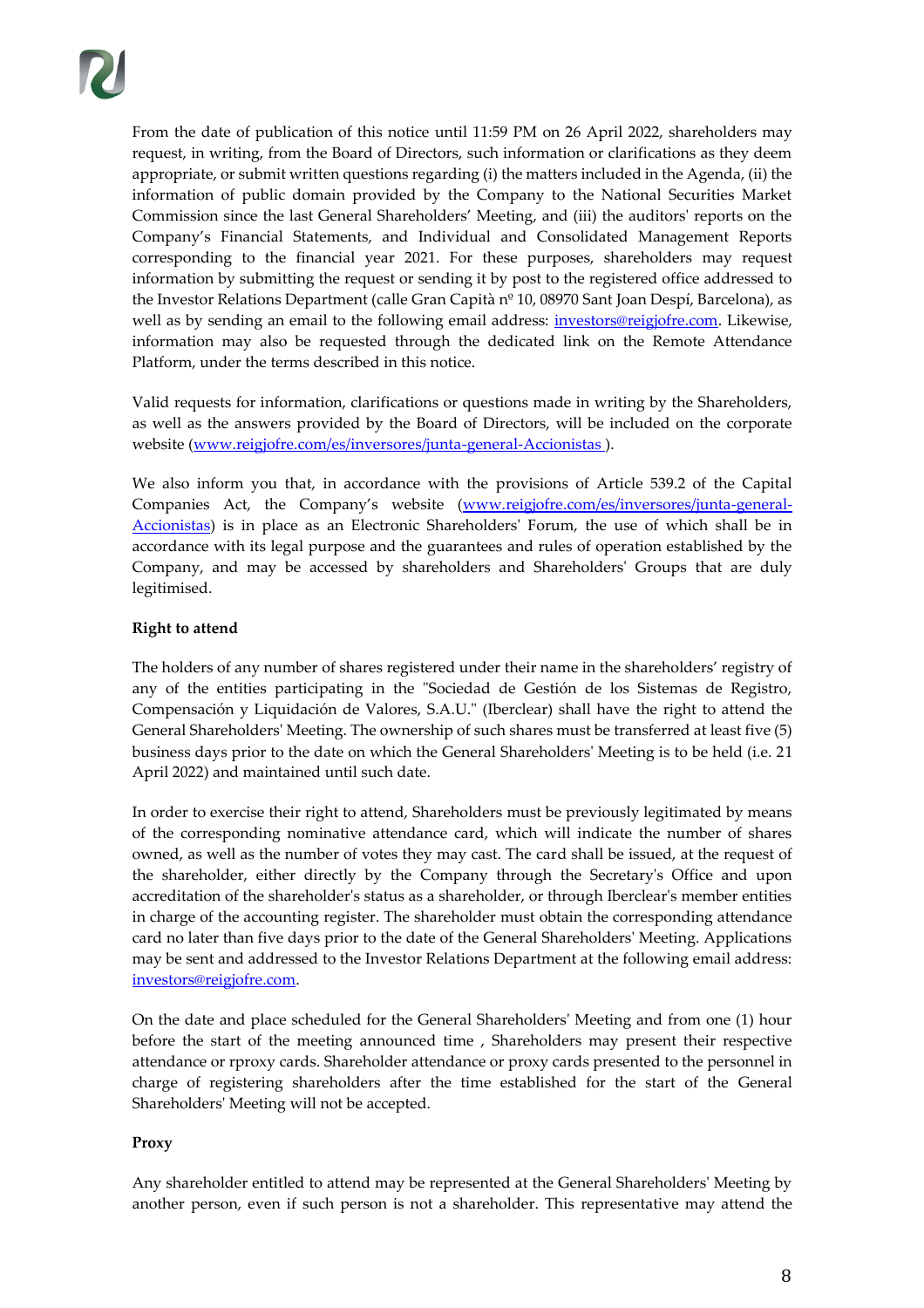From the date of publication of this notice until 11:59 PM on 26 April 2022, shareholders may request, in writing, from the Board of Directors, such information or clarifications as they deem appropriate, or submit written questions regarding (i) the matters included in the Agenda, (ii) the information of public domain provided by the Company to the National Securities Market Commission since the last General Shareholders' Meeting, and (iii) the auditors' reports on the Company's Financial Statements, and Individual and Consolidated Management Reports corresponding to the financial year 2021. For these purposes, shareholders may request information by submitting the request or sending it by post to the registered office addressed to the Investor Relations Department (calle Gran Capità nº 10, 08970 Sant Joan Despí, Barcelona), as well as by sending an email to the following email address: investors@reigjofre.com. Likewise, information may also be requested through the dedicated link on the Remote Attendance Platform, under the terms described in this notice.

Valid requests for information, clarifications or questions made in writing by the Shareholders, as well as the answers provided by the Board of Directors, will be included on the corporate website (www.reigjofre.com/es/inversores/junta-general-Accionistas ).

We also inform you that, in accordance with the provisions of Article 539.2 of the Capital Companies Act, the Company's website (www.reigjofre.com/es/inversores/junta-general-Accionistas) is in place as an Electronic Shareholders' Forum, the use of which shall be in accordance with its legal purpose and the guarantees and rules of operation established by the Company, and may be accessed by shareholders and Shareholders' Groups that are duly legitimised.

**Right to attend**

The holders of any number of shares registered under their name in the shareholders' registry of any of the entities participating in the "Sociedad de Gestión de los Sistemas de Registro, Compensación y Liquidación de Valores, S.A.U." (Iberclear) shall have the right to attend the General Shareholders' Meeting. The ownership of such shares must be transferred at least five (5) business days prior to the date on which the General Shareholders' Meeting is to be held (i.e. 21 April 2022) and maintained until such date.

In order to exercise their right to attend, Shareholders must be previously legitimated by means of the corresponding nominative attendance card, which will indicate the number of shares owned, as well as the number of votes they may cast. The card shall be issued, at the request of the shareholder, either directly by the Company through the Secretary's Office and upon accreditation of the shareholder's status as a shareholder, or through Iberclear's member entities in charge of the accounting register. The shareholder must obtain the corresponding attendance card no later than five days prior to the date of the General Shareholders' Meeting. Applications may be sent and addressed to the Investor Relations Department at the following email address: investors@reigjofre.com.

On the date and place scheduled for the General Shareholders' Meeting and from one (1) hour before the start of the meeting announced time , Shareholders may present their respective attendance or rproxy cards. Shareholder attendance or proxy cards presented to the personnel in charge of registering shareholders after the time established for the start of the General Shareholders' Meeting will not be accepted.

**Proxy**

Any shareholder entitled to attend may be represented at the General Shareholders' Meeting by another person, even if such person is not a shareholder. This representative may attend the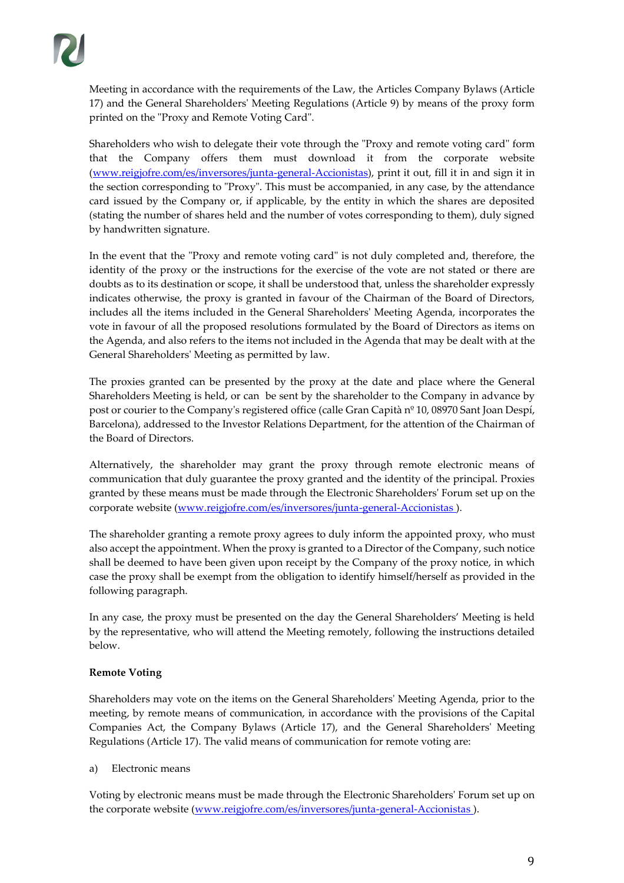Meeting in accordance with the requirements of the Law, the Articles Company Bylaws (Article 17) and the General Shareholders' Meeting Regulations (Article 9) by means of the proxy form printed on the "Proxy and Remote Voting Card".

Shareholders who wish to delegate their vote through the "Proxy and remote voting card" form that the Company offers them must download it from the corporate website (www.reigjofre.com/es/inversores/junta-general-Accionistas), print it out, fill it in and sign it in the section corresponding to "Proxy". This must be accompanied, in any case, by the attendance card issued by the Company or, if applicable, by the entity in which the shares are deposited (stating the number of shares held and the number of votes corresponding to them), duly signed by handwritten signature.

In the event that the "Proxy and remote voting card" is not duly completed and, therefore, the identity of the proxy or the instructions for the exercise of the vote are not stated or there are doubts as to its destination or scope, it shall be understood that, unless the shareholder expressly indicates otherwise, the proxy is granted in favour of the Chairman of the Board of Directors, includes all the items included in the General Shareholders' Meeting Agenda, incorporates the vote in favour of all the proposed resolutions formulated by the Board of Directors as items on the Agenda, and also refers to the items not included in the Agenda that may be dealt with at the General Shareholders' Meeting as permitted by law.

The proxies granted can be presented by the proxy at the date and place where the General Shareholders Meeting is held, or can be sent by the shareholder to the Company in advance by post or courier to the Company's registered office (calle Gran Capità nº 10, 08970 Sant Joan Despí, Barcelona), addressed to the Investor Relations Department, for the attention of the Chairman of the Board of Directors.

Alternatively, the shareholder may grant the proxy through remote electronic means of communication that duly guarantee the proxy granted and the identity of the principal. Proxies granted by these means must be made through the Electronic Shareholders' Forum set up on the corporate website (www.reigjofre.com/es/inversores/junta-general-Accionistas ).

The shareholder granting a remote proxy agrees to duly inform the appointed proxy, who must also accept the appointment. When the proxy is granted to a Director of the Company, such notice shall be deemed to have been given upon receipt by the Company of the proxy notice, in which case the proxy shall be exempt from the obligation to identify himself/herself as provided in the following paragraph.

In any case, the proxy must be presented on the day the General Shareholders' Meeting is held by the representative, who will attend the Meeting remotely, following the instructions detailed below.

**Remote Voting**

Shareholders may vote on the items on the General Shareholders' Meeting Agenda, prior to the meeting, by remote means of communication, in accordance with the provisions of the Capital Companies Act, the Company Bylaws (Article 17), and the General Shareholders' Meeting Regulations (Article 17). The valid means of communication for remote voting are:

a) Electronic means

Voting by electronic means must be made through the Electronic Shareholders' Forum set up on the corporate website (www.reigjofre.com/es/inversores/junta-general-Accionistas ).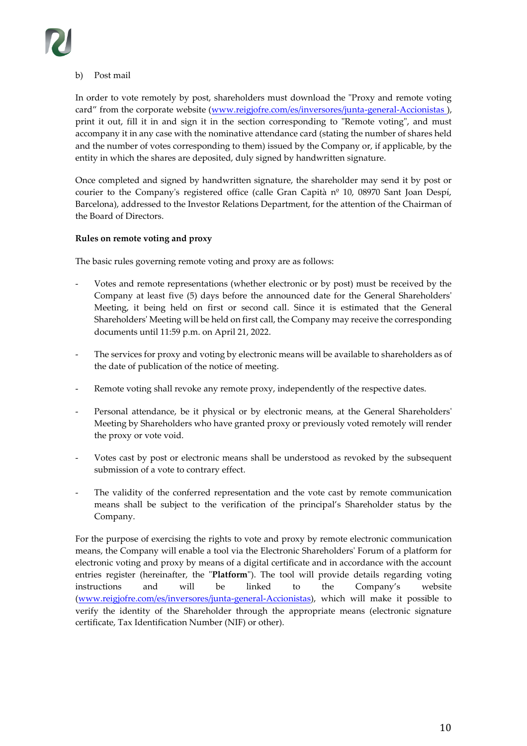b) Post mail

In order to vote remotely by post, shareholders must download the "Proxy and remote voting card" from the corporate website ([www.reigjofre.com/es/inversores/junta-general-Accionistas](www.reigjofre.com/es/inversores/junta-general-Accionistas) ), print it out, fill it in and sign it in the section corresponding to "Remote voting", and must accompany it in any case with the nominative attendance card (stating the number of shares held and the number of votes corresponding to them) issued by the Company or, if applicable, by the entity in which the shares are deposited, duly signed by handwritten signature.

Once completed and signed by handwritten signature, the shareholder may send it by post or courier to the Company's registered office (calle Gran Capità nº 10, 08970 Sant Joan Despí, Barcelona), addressed to the Investor Relations Department, for the attention of the Chairman of the Board of Directors.

**Rules on remote voting and proxy**

The basic rules governing remote voting and proxy are as follows:

- Votes and remote representations (whether electronic or by post) must be received by the Company at least five (5) days before the announced date for the General Shareholders' Meeting, it being held on first or second call. Since it is estimated that the General Shareholders' Meeting will be held on first call, the Company may receive the corresponding documents until 11:59 p.m. on April 21, 2022.

- The services for proxy and voting by electronic means will be available to shareholders as of the date of publication of the notice of meeting.

- Remote voting shall revoke any remote proxy, independently of the respective dates.

- Personal attendance, be it physical or by electronic means, at the General Shareholders' Meeting by Shareholders who have granted proxy or previously voted remotely will render the proxy or vote void.

- Votes cast by post or electronic means shall be understood as revoked by the subsequent submission of a vote to contrary effect.

- The validity of the conferred representation and the vote cast by remote communication means shall be subject to the verification of the principal's Shareholder status by the Company.

For the purpose of exercising the rights to vote and proxy by remote electronic communication means, the Company will enable a tool via the Electronic Shareholders' Forum of a platform for electronic voting and proxy by means of a digital certificate and in accordance with the account entries register (hereinafter, the "**Platform**"). The tool will provide details regarding voting instructions and will be linked to the Company's website ([www.reigjofre.com/es/inversores/junta-general-Accionistas](www.reigjofre.com/es/inversores/junta-general-Accionistas)), which will make it possible to verify the identity of the Shareholder through the appropriate means (electronic signature certificate, Tax Identification Number (NIF) or other).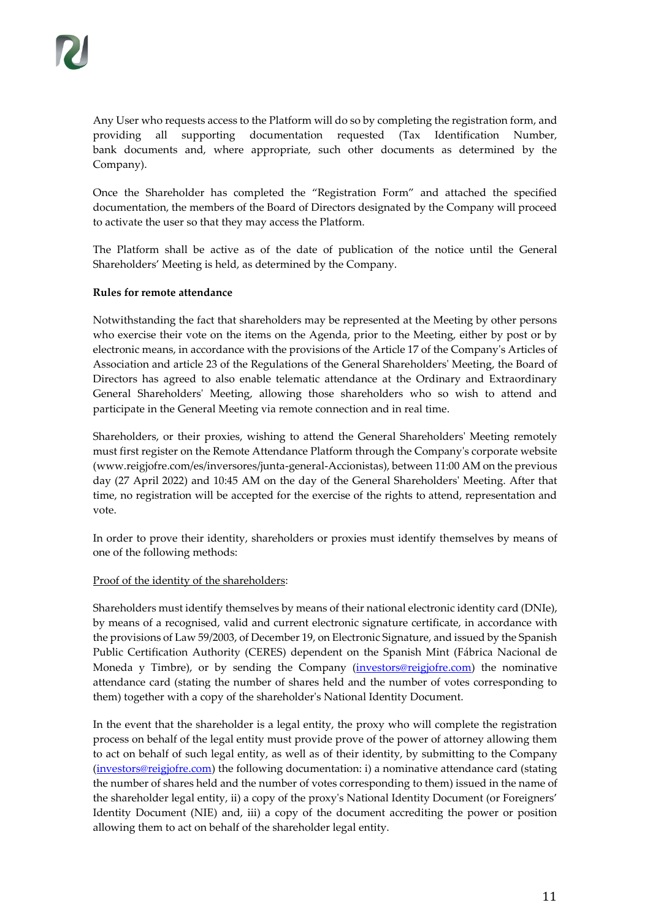Any User who requests access to the Platform will do so by completing the registration form, and providing all supporting documentation requested (Tax Identification Number, bank documents and, where appropriate, such other documents as determined by the Company).

Once the Shareholder has completed the "Registration Form" and attached the specified documentation, the members of the Board of Directors designated by the Company will proceed to activate the user so that they may access the Platform.

The Platform shall be active as of the date of publication of the notice until the General Shareholders' Meeting is held, as determined by the Company.

**Rules for remote attendance**

Notwithstanding the fact that shareholders may be represented at the Meeting by other persons who exercise their vote on the items on the Agenda, prior to the Meeting, either by post or by electronic means, in accordance with the provisions of the Article 17 of the Company's Articles of Association and article 23 of the Regulations of the General Shareholders' Meeting, the Board of Directors has agreed to also enable telematic attendance at the Ordinary and Extraordinary General Shareholders' Meeting, allowing those shareholders who so wish to attend and participate in the General Meeting via remote connection and in real time.

Shareholders, or their proxies, wishing to attend the General Shareholders' Meeting remotely must first register on the Remote Attendance Platform through the Company's corporate website (www.reigjofre.com/es/inversores/junta-general-Accionistas), between 11:00 AM on the previous day (27 April 2022) and 10:45 AM on the day of the General Shareholders' Meeting. After that time, no registration will be accepted for the exercise of the rights to attend, representation and vote.

In order to prove their identity, shareholders or proxies must identify themselves by means of one of the following methods:

Proof of the identity of the shareholders:

Shareholders must identify themselves by means of their national electronic identity card (DNIe), by means of a recognised, valid and current electronic signature certificate, in accordance with the provisions of Law 59/2003, of December 19, on Electronic Signature, and issued by the Spanish Public Certification Authority (CERES) dependent on the Spanish Mint (Fábrica Nacional de Moneda y Timbre), or by sending the Company (investors@reigjofre.com) the nominative attendance card (stating the number of shares held and the number of votes corresponding to them) together with a copy of the shareholder's National Identity Document.

In the event that the shareholder is a legal entity, the proxy who will complete the registration process on behalf of the legal entity must provide prove of the power of attorney allowing them to act on behalf of such legal entity, as well as of their identity, by submitting to the Company (investors@reigjofre.com) the following documentation: i) a nominative attendance card (stating the number of shares held and the number of votes corresponding to them) issued in the name of the shareholder legal entity, ii) a copy of the proxy's National Identity Document (or Foreigners' Identity Document (NIE) and, iii) a copy of the document accrediting the power or position allowing them to act on behalf of the shareholder legal entity.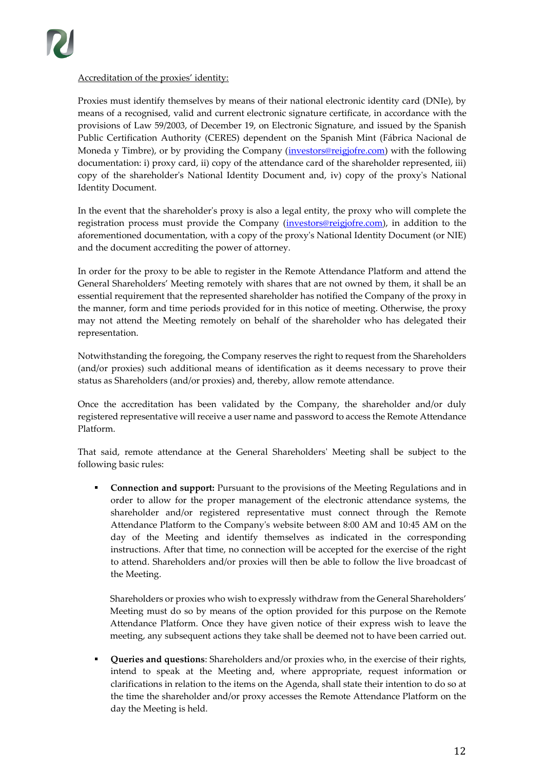Accreditation of the proxies' identity:

Proxies must identify themselves by means of their national electronic identity card (DNIe), by means of a recognised, valid and current electronic signature certificate, in accordance with the provisions of Law 59/2003, of December 19, on Electronic Signature, and issued by the Spanish Public Certification Authority (CERES) dependent on the Spanish Mint (Fábrica Nacional de Moneda y Timbre), or by providing the Company (investors@reigjofre.com) with the following documentation: i) proxy card, ii) copy of the attendance card of the shareholder represented, iii) copy of the shareholder's National Identity Document and, iv) copy of the proxy's National Identity Document.

In the event that the shareholder's proxy is also a legal entity, the proxy who will complete the registration process must provide the Company (investors@reigjofre.com), in addition to the aforementioned documentation, with a copy of the proxy's National Identity Document (or NIE) and the document accrediting the power of attorney.

In order for the proxy to be able to register in the Remote Attendance Platform and attend the General Shareholders' Meeting remotely with shares that are not owned by them, it shall be an essential requirement that the represented shareholder has notified the Company of the proxy in the manner, form and time periods provided for in this notice of meeting. Otherwise, the proxy may not attend the Meeting remotely on behalf of the shareholder who has delegated their representation.

Notwithstanding the foregoing, the Company reserves the right to request from the Shareholders (and/or proxies) such additional means of identification as it deems necessary to prove their status as Shareholders (and/or proxies) and, thereby, allow remote attendance.

Once the accreditation has been validated by the Company, the shareholder and/or duly registered representative will receive a user name and password to access the Remote Attendance Platform.

That said, remote attendance at the General Shareholders' Meeting shall be subject to the following basic rules:

- **Connection and support:** Pursuant to the provisions of the Meeting Regulations and in order to allow for the proper management of the electronic attendance systems, the shareholder and/or registered representative must connect through the Remote Attendance Platform to the Company's website between 8:00 AM and 10:45 AM on the day of the Meeting and identify themselves as indicated in the corresponding instructions. After that time, no connection will be accepted for the exercise of the right to attend. Shareholders and/or proxies will then be able to follow the live broadcast of the Meeting.

  Shareholders or proxies who wish to expressly withdraw from the General Shareholders' Meeting must do so by means of the option provided for this purpose on the Remote Attendance Platform. Once they have given notice of their express wish to leave the meeting, any subsequent actions they take shall be deemed not to have been carried out.

- **Queries and questions**: Shareholders and/or proxies who, in the exercise of their rights, intend to speak at the Meeting and, where appropriate, request information or clarifications in relation to the items on the Agenda, shall state their intention to do so at the time the shareholder and/or proxy accesses the Remote Attendance Platform on the day the Meeting is held.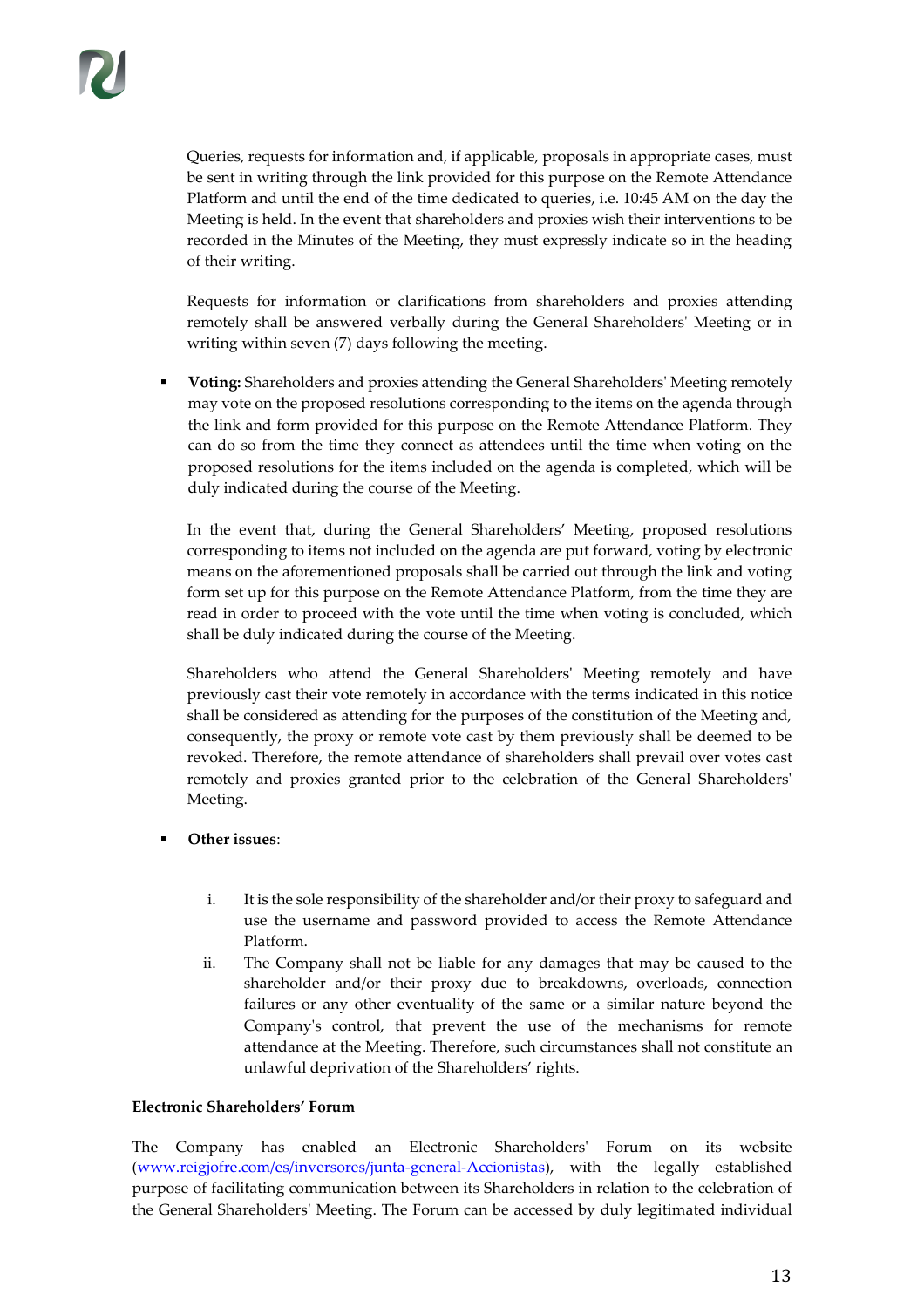Queries, requests for information and, if applicable, proposals in appropriate cases, must be sent in writing through the link provided for this purpose on the Remote Attendance Platform and until the end of the time dedicated to queries, i.e. 10:45 AM on the day the Meeting is held. In the event that shareholders and proxies wish their interventions to be recorded in the Minutes of the Meeting, they must expressly indicate so in the heading of their writing.

Requests for information or clarifications from shareholders and proxies attending remotely shall be answered verbally during the General Shareholders' Meeting or in writing within seven (7) days following the meeting.

- **Voting:** Shareholders and proxies attending the General Shareholders' Meeting remotely may vote on the proposed resolutions corresponding to the items on the agenda through the link and form provided for this purpose on the Remote Attendance Platform. They can do so from the time they connect as attendees until the time when voting on the proposed resolutions for the items included on the agenda is completed, which will be duly indicated during the course of the Meeting.

  In the event that, during the General Shareholders' Meeting, proposed resolutions corresponding to items not included on the agenda are put forward, voting by electronic means on the aforementioned proposals shall be carried out through the link and voting form set up for this purpose on the Remote Attendance Platform, from the time they are read in order to proceed with the vote until the time when voting is concluded, which shall be duly indicated during the course of the Meeting.

  Shareholders who attend the General Shareholders' Meeting remotely and have previously cast their vote remotely in accordance with the terms indicated in this notice shall be considered as attending for the purposes of the constitution of the Meeting and, consequently, the proxy or remote vote cast by them previously shall be deemed to be revoked. Therefore, the remote attendance of shareholders shall prevail over votes cast remotely and proxies granted prior to the celebration of the General Shareholders' Meeting.

- **Other issues**:

  i. It is the sole responsibility of the shareholder and/or their proxy to safeguard and use the username and password provided to access the Remote Attendance Platform.

  ii. The Company shall not be liable for any damages that may be caused to the shareholder and/or their proxy due to breakdowns, overloads, connection failures or any other eventuality of the same or a similar nature beyond the Company's control, that prevent the use of the mechanisms for remote attendance at the Meeting. Therefore, such circumstances shall not constitute an unlawful deprivation of the Shareholders' rights.

**Electronic Shareholders' Forum**

The Company has enabled an Electronic Shareholders' Forum on its website (www.reigjofre.com/es/inversores/junta-general-Accionistas), with the legally established purpose of facilitating communication between its Shareholders in relation to the celebration of the General Shareholders' Meeting. The Forum can be accessed by duly legitimated individual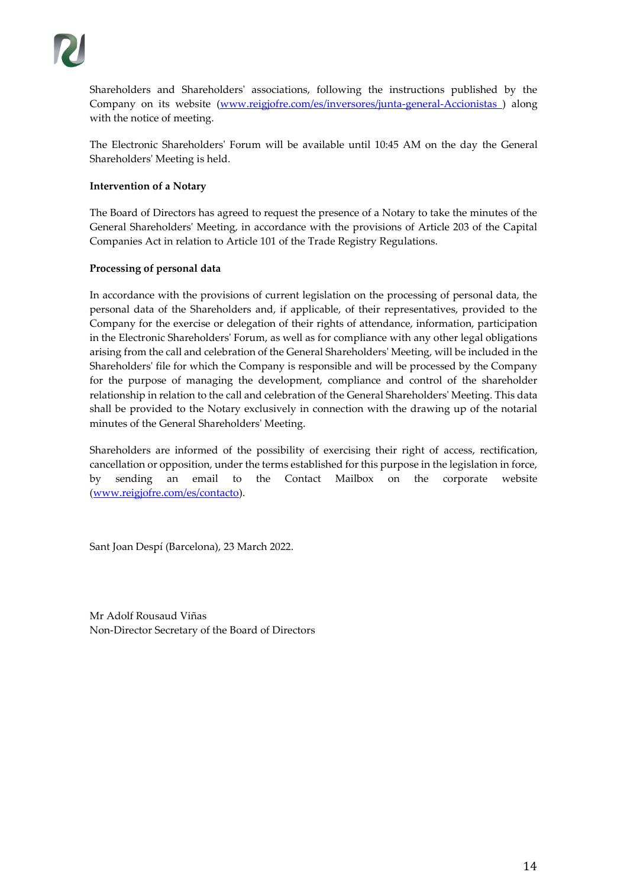Shareholders and Shareholders' associations, following the instructions published by the Company on its website ([www.reigjofre.com/es/inversores/junta-general-Accionistas](www.reigjofre.com/es/inversores/junta-general-Accionistas) ) along with the notice of meeting.

The Electronic Shareholders' Forum will be available until 10:45 AM on the day the General Shareholders' Meeting is held.

**Intervention of a Notary**

The Board of Directors has agreed to request the presence of a Notary to take the minutes of the General Shareholders' Meeting, in accordance with the provisions of Article 203 of the Capital Companies Act in relation to Article 101 of the Trade Registry Regulations.

**Processing of personal data**

In accordance with the provisions of current legislation on the processing of personal data, the personal data of the Shareholders and, if applicable, of their representatives, provided to the Company for the exercise or delegation of their rights of attendance, information, participation in the Electronic Shareholders' Forum, as well as for compliance with any other legal obligations arising from the call and celebration of the General Shareholders' Meeting, will be included in the Shareholders' file for which the Company is responsible and will be processed by the Company for the purpose of managing the development, compliance and control of the shareholder relationship in relation to the call and celebration of the General Shareholders' Meeting. This data shall be provided to the Notary exclusively in connection with the drawing up of the notarial minutes of the General Shareholders' Meeting.

Shareholders are informed of the possibility of exercising their right of access, rectification, cancellation or opposition, under the terms established for this purpose in the legislation in force, by sending an email to the Contact Mailbox on the corporate website ([www.reigjofre.com/es/contacto](www.reigjofre.com/es/contacto)).

Sant Joan Despí (Barcelona), 23 March 2022.

Mr Adolf Rousaud Viñas
Non-Director Secretary of the Board of Directors